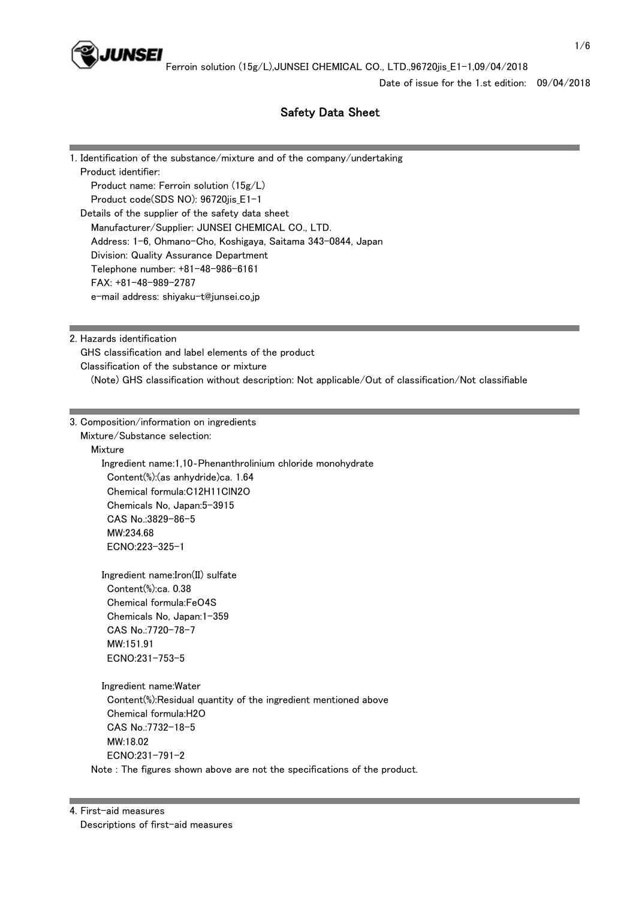# Safety Data Sheet

Date of issue for the 1.st edition: 09/04/2018

## 1. Identification of the substance/mixture and of the company/undertaking

Product identifier:

- Product name: Ferroin solution (15g/L)
- Product code(SDS NO): 96720jis_E1-1

Details of the supplier of the safety data sheet

- Manufacturer/Supplier: JUNSEI CHEMICAL CO., LTD.
- Address: 1-6, Ohmano-Cho, Koshigaya, Saitama 343-0844, Japan
- Division: Quality Assurance Department
- Telephone number: +81-48-986-6161
- FAX: +81-48-989-2787
- e-mail address: shiyaku-t@junsei.co.jp

## 2. Hazards identification

GHS classification and label elements of the product

Classification of the substance or mixture

(Note) GHS classification without description: Not applicable/Out of classification/Not classifiable

## 3. Composition/information on ingredients

Mixture/Substance selection:

Mixture

Ingredient name:1,10-Phenanthrolinium chloride monohydrate
- Content(%):(as anhydride)ca. 1.64
- Chemical formula:$C_{12}H_{11}ClN_2O$
- Chemicals No, Japan:5-3915
- CAS No.:3829-86-5
- MW:234.68
- ECNO:223-325-1

Ingredient name:Iron(II) sulfate
- Content(%):ca. 0.38
- Chemical formula:$FeO_4S$
- Chemicals No, Japan:1-359
- CAS No.:7720-78-7
- MW:151.91
- ECNO:231-753-5

Ingredient name:Water
- Content(%):Residual quantity of the ingredient mentioned above
- Chemical formula:$H_2O$
- CAS No.:7732-18-5
- MW:18.02
- ECNO:231-791-2

Note : The figures shown above are not the specifications of the product.

## 4. First-aid measures

Descriptions of first-aid measures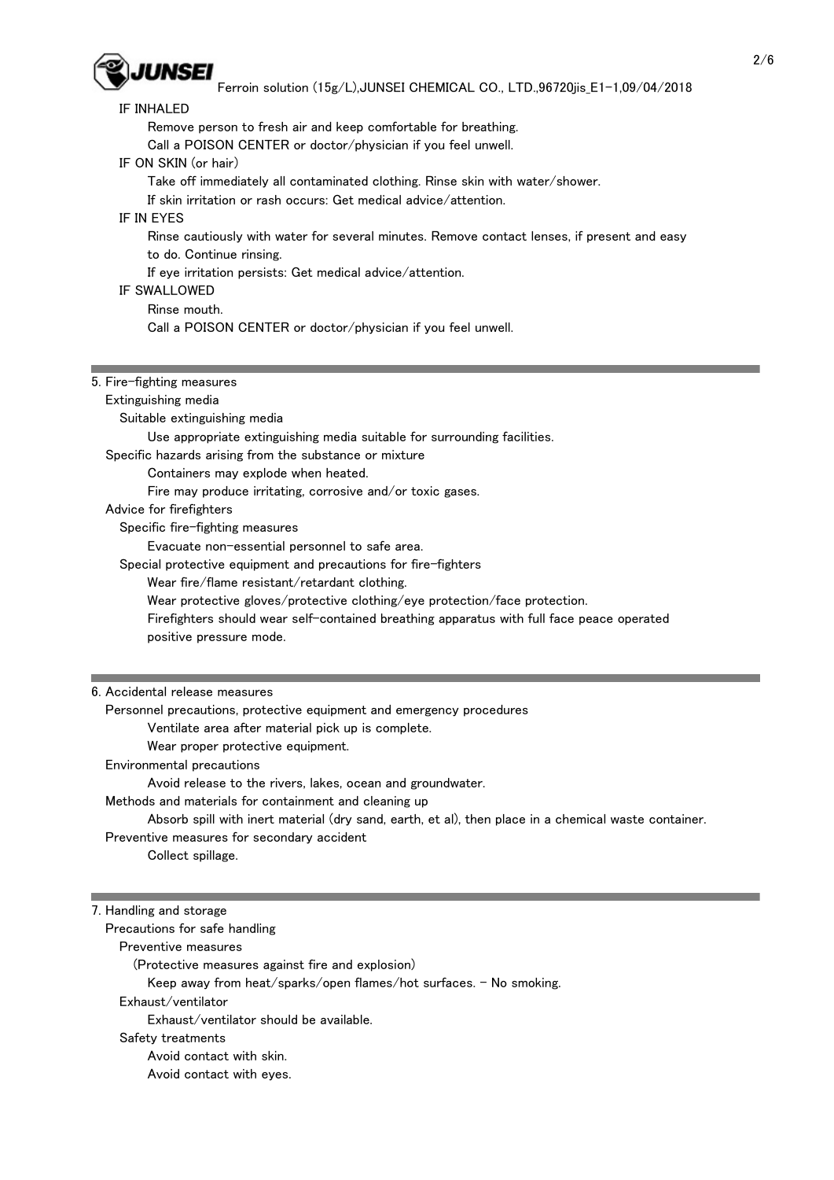IF INHALED

Remove person to fresh air and keep comfortable for breathing.
Call a POISON CENTER or doctor/physician if you feel unwell.

IF ON SKIN (or hair)

Take off immediately all contaminated clothing. Rinse skin with water/shower.
If skin irritation or rash occurs: Get medical advice/attention.

IF IN EYES

Rinse cautiously with water for several minutes. Remove contact lenses, if present and easy to do. Continue rinsing.
If eye irritation persists: Get medical advice/attention.

IF SWALLOWED

Rinse mouth.
Call a POISON CENTER or doctor/physician if you feel unwell.

## 5. Fire-fighting measures

Extinguishing media

Suitable extinguishing media

Use appropriate extinguishing media suitable for surrounding facilities.

Specific hazards arising from the substance or mixture

Containers may explode when heated.
Fire may produce irritating, corrosive and/or toxic gases.

Advice for firefighters

Specific fire-fighting measures

Evacuate non-essential personnel to safe area.

Special protective equipment and precautions for fire-fighters

Wear fire/flame resistant/retardant clothing.
Wear protective gloves/protective clothing/eye protection/face protection.
Firefighters should wear self-contained breathing apparatus with full face peace operated positive pressure mode.

## 6. Accidental release measures

Personnel precautions, protective equipment and emergency procedures

Ventilate area after material pick up is complete.
Wear proper protective equipment.

Environmental precautions

Avoid release to the rivers, lakes, ocean and groundwater.

Methods and materials for containment and cleaning up

Absorb spill with inert material (dry sand, earth, et al), then place in a chemical waste container.

Preventive measures for secondary accident

Collect spillage.

## 7. Handling and storage

Precautions for safe handling

Preventive measures

(Protective measures against fire and explosion)

Keep away from heat/sparks/open flames/hot surfaces. - No smoking.

Exhaust/ventilator

Exhaust/ventilator should be available.

Safety treatments

Avoid contact with skin.
Avoid contact with eyes.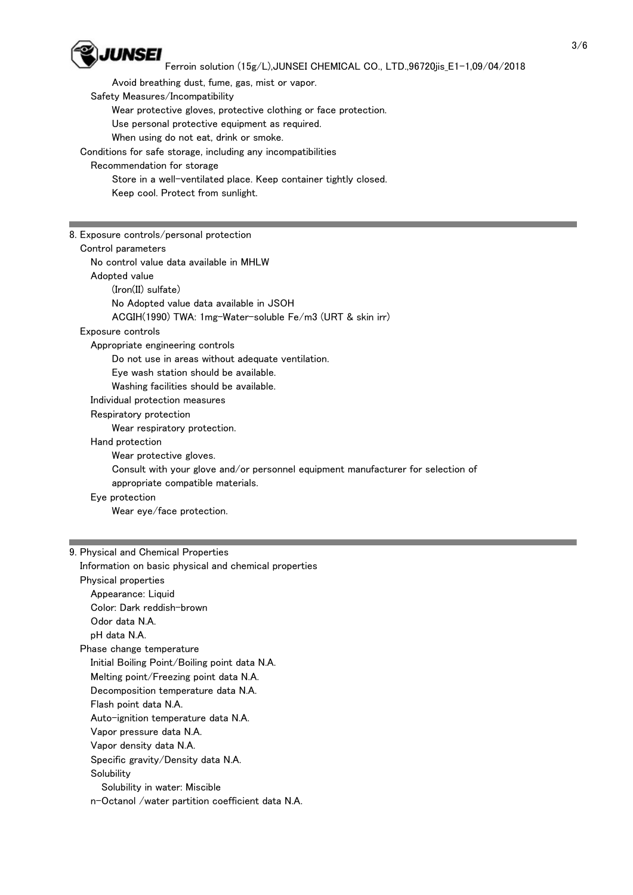Avoid breathing dust, fume, gas, mist or vapor.

Safety Measures/Incompatibility

Wear protective gloves, protective clothing or face protection.
Use personal protective equipment as required.
When using do not eat, drink or smoke.

Conditions for safe storage, including any incompatibilities

Recommendation for storage

Store in a well-ventilated place. Keep container tightly closed.
Keep cool. Protect from sunlight.

## 8. Exposure controls/personal protection

Control parameters

No control value data available in MHLW

Adopted value

(Iron(II) sulfate)
No Adopted value data available in JSOH
ACGIH(1990) TWA: 1mg-Water-soluble Fe/m3 (URT & skin irr)

Exposure controls

Appropriate engineering controls

Do not use in areas without adequate ventilation.
Eye wash station should be available.
Washing facilities should be available.

Individual protection measures

Respiratory protection

Wear respiratory protection.

Hand protection

Wear protective gloves.
Consult with your glove and/or personnel equipment manufacturer for selection of appropriate compatible materials.

Eye protection

Wear eye/face protection.

## 9. Physical and Chemical Properties

Information on basic physical and chemical properties

Physical properties

Appearance: Liquid
Color: Dark reddish-brown
Odor data N.A.
pH data N.A.

Phase change temperature

Initial Boiling Point/Boiling point data N.A.
Melting point/Freezing point data N.A.
Decomposition temperature data N.A.
Flash point data N.A.
Auto-ignition temperature data N.A.
Vapor pressure data N.A.
Vapor density data N.A.
Specific gravity/Density data N.A.
Solubility
Solubility in water: Miscible
n-Octanol /water partition coefficient data N.A.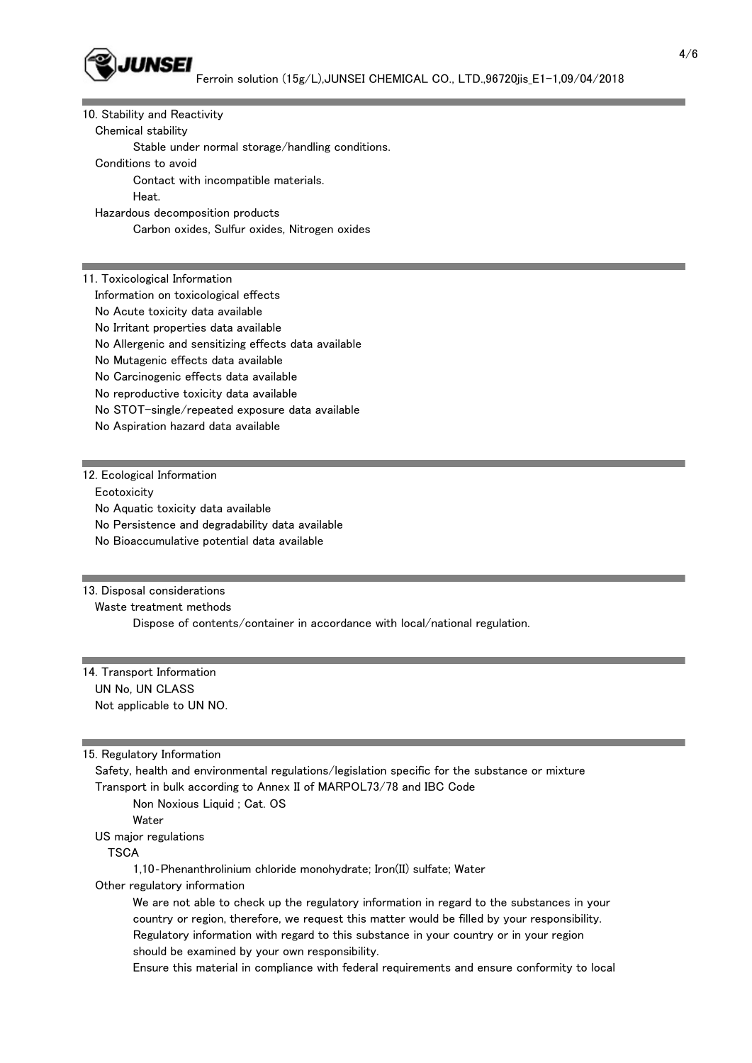## 10. Stability and Reactivity

Chemical stability

Stable under normal storage/handling conditions.

Conditions to avoid

Contact with incompatible materials.

Heat.

Hazardous decomposition products

Carbon oxides, Sulfur oxides, Nitrogen oxides

## 11. Toxicological Information

Information on toxicological effects

No Acute toxicity data available

No Irritant properties data available

No Allergenic and sensitizing effects data available

No Mutagenic effects data available

No Carcinogenic effects data available

No reproductive toxicity data available

No STOT-single/repeated exposure data available

No Aspiration hazard data available

## 12. Ecological Information

Ecotoxicity

No Aquatic toxicity data available

No Persistence and degradability data available

No Bioaccumulative potential data available

## 13. Disposal considerations

Waste treatment methods

Dispose of contents/container in accordance with local/national regulation.

## 14. Transport Information

UN No, UN CLASS

Not applicable to UN NO.

## 15. Regulatory Information

Safety, health and environmental regulations/legislation specific for the substance or mixture

Transport in bulk according to Annex II of MARPOL73/78 and IBC Code

Non Noxious Liquid ; Cat. OS

Water

US major regulations

TSCA

1,10-Phenanthrolinium chloride monohydrate; Iron(II) sulfate; Water

Other regulatory information

We are not able to check up the regulatory information in regard to the substances in your country or region, therefore, we request this matter would be filled by your responsibility.

Regulatory information with regard to this substance in your country or in your region should be examined by your own responsibility.

Ensure this material in compliance with federal requirements and ensure conformity to local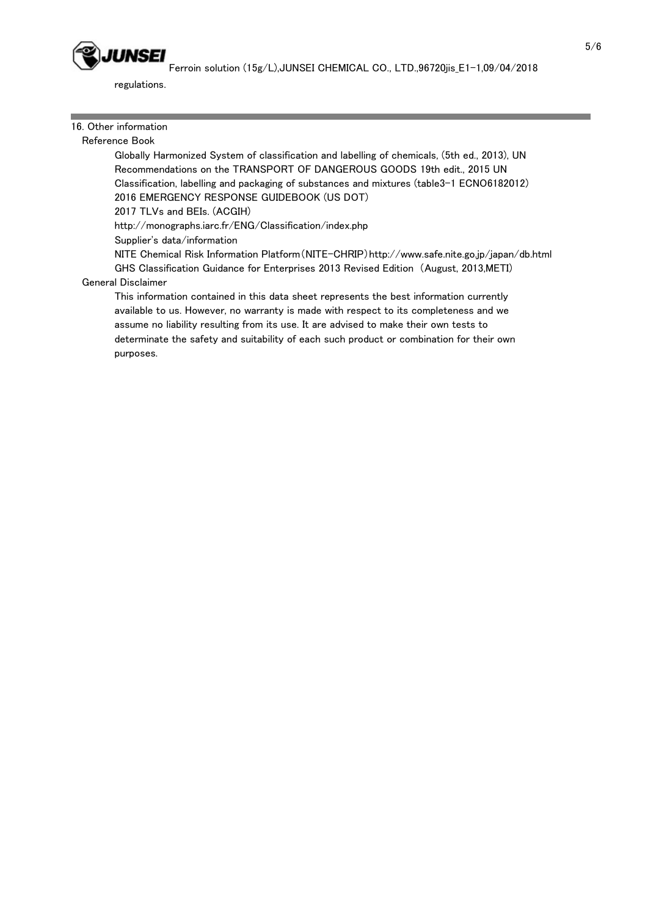regulations.

## 16. Other information

### Reference Book

Globally Harmonized System of classification and labelling of chemicals, (5th ed., 2013), UN Recommendations on the TRANSPORT OF DANGEROUS GOODS 19th edit., 2015 UN Classification, labelling and packaging of substances and mixtures (table3-1 ECNO6182012)
2016 EMERGENCY RESPONSE GUIDEBOOK (US DOT)
2017 TLVs and BEIs. (ACGIH)
http://monographs.iarc.fr/ENG/Classification/index.php
Supplier's data/information
NITE Chemical Risk Information Platform(NITE-CHRIP)http://www.safe.nite.go.jp/japan/db.html
GHS Classification Guidance for Enterprises 2013 Revised Edition (August, 2013,METI)

### General Disclaimer

This information contained in this data sheet represents the best information currently available to us. However, no warranty is made with respect to its completeness and we assume no liability resulting from its use. It are advised to make their own tests to determinate the safety and suitability of each such product or combination for their own purposes.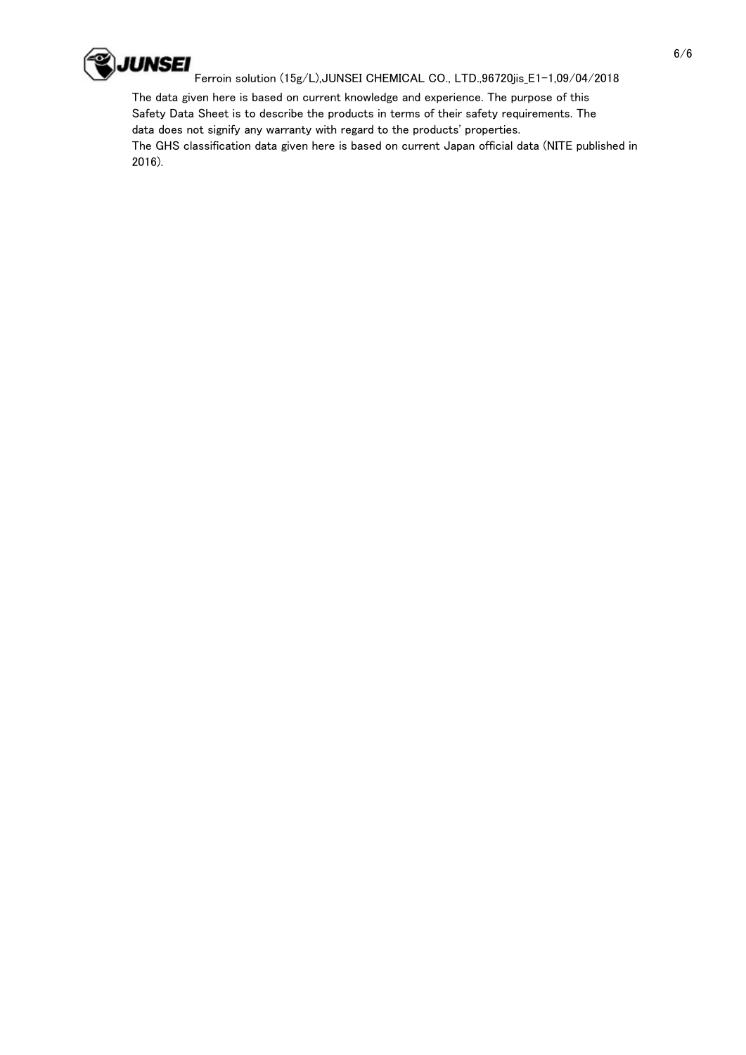The data given here is based on current knowledge and experience. The purpose of this Safety Data Sheet is to describe the products in terms of their safety requirements. The data does not signify any warranty with regard to the products' properties.
The GHS classification data given here is based on current Japan official data (NITE published in 2016).